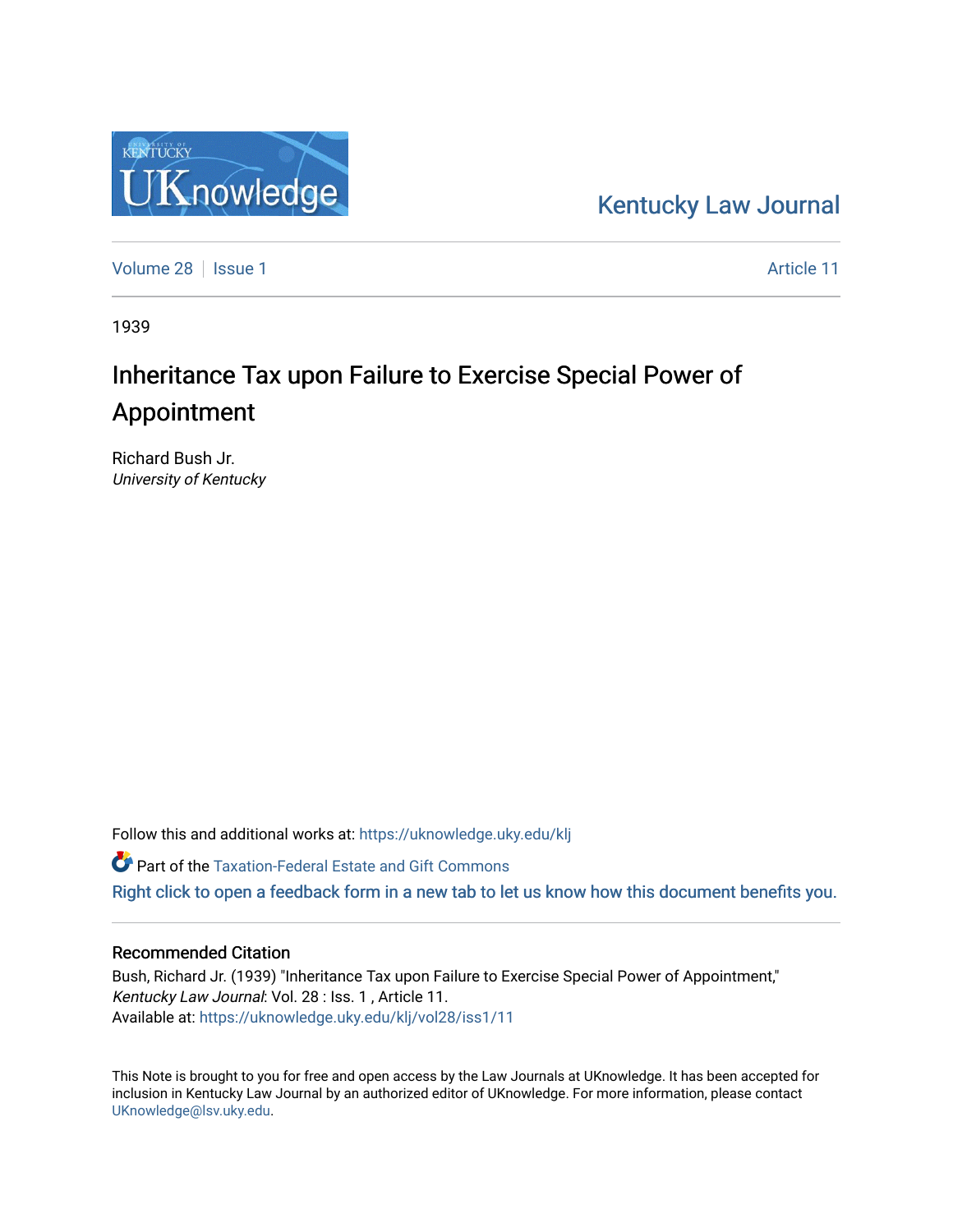Kentucky Law Journal

Volume 28 | Issue 1 Article 11

1939

# Inheritance Tax upon Failure to Exercise Special Power of Appointment

Richard Bush Jr.
*University of Kentucky*

Follow this and additional works at: https://uknowledge.uky.edu/klj

Part of the Taxation-Federal Estate and Gift Commons

Right click to open a feedback form in a new tab to let us know how this document benefits you.

## Recommended Citation

Bush, Richard Jr. (1939) "Inheritance Tax upon Failure to Exercise Special Power of Appointment," *Kentucky Law Journal*: Vol. 28 : Iss. 1 , Article 11.
Available at: https://uknowledge.uky.edu/klj/vol28/iss1/11

This Note is brought to you for free and open access by the Law Journals at UKnowledge. It has been accepted for inclusion in Kentucky Law Journal by an authorized editor of UKnowledge. For more information, please contact UKnowledge@lsv.uky.edu.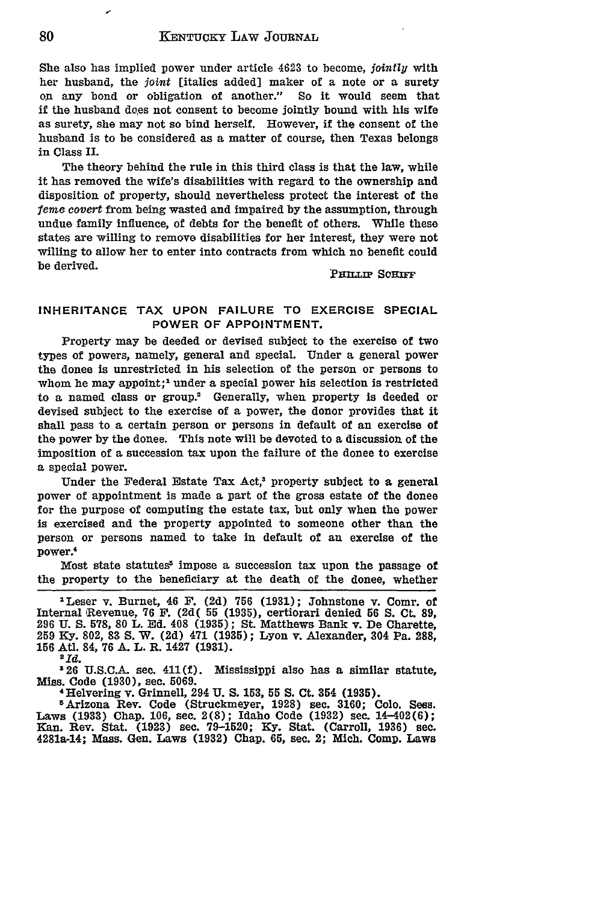She also has implied power under article 4623 to become, *jointly* with her husband, the *joint* [italics added] maker of a note or a surety on any bond or obligation of another." So it would seem that if the husband does not consent to become jointly bound with his wife as surety, she may not so bind herself. However, if the consent of the husband is to be considered as a matter of course, then Texas belongs in Class II.

The theory behind the rule in this third class is that the law, while it has removed the wife's disabilities with regard to the ownership and disposition of property, should nevertheless protect the interest of the *feme covert* from being wasted and impaired by the assumption, through undue family influence, of debts for the benefit of others. While these states are willing to remove disabilities for her interest, they were not willing to allow her to enter into contracts from which no benefit could be derived.

PHILLIP SCHIFF

## INHERITANCE TAX UPON FAILURE TO EXERCISE SPECIAL POWER OF APPOINTMENT.

Property may be deeded or devised subject to the exercise of two types of powers, namely, general and special. Under a general power the donee is unrestricted in his selection of the person or persons to whom he may appoint;[1] under a special power his selection is restricted to a named class or group.[2] Generally, when property is deeded or devised subject to the exercise of a power, the donor provides that it shall pass to a certain person or persons in default of an exercise of the power by the donee. This note will be devoted to a discussion of the imposition of a succession tax upon the failure of the donee to exercise a special power.

Under the Federal Estate Tax Act,[3] property subject to a general power of appointment is made a part of the gross estate of the donee for the purpose of computing the estate tax, but only when the power is exercised and the property appointed to someone other than the person or persons named to take in default of an exercise of the power.[4]

Most state statutes[5] impose a succession tax upon the passage of the property to the beneficiary at the death of the donee, whether

---

[1] Leser v. Burnet, 46 F. (2d) 756 (1931); Johnstone v. Comr. of Internal Revenue, 76 F. (2d( 55 (1935), certiorari denied 56 S. Ct. 89, 296 U. S. 578, 80 L. Ed. 408 (1935); St. Matthews Bank v. De Charette, 259 Ky. 802, 83 S. W. (2d) 471 (1935); Lyon v. Alexander, 304 Pa. 288, 156 Atl. 84, 76 A. L. R. 1427 (1931).

[2] *Id.*

[3] 26 U.S.C.A. sec. 411(f). Mississippi also has a similar statute, Miss. Code (1930), sec. 5069.

[4] Helvering v. Grinnell, 294 U. S. 153, 55 S. Ct. 354 (1935).

[5] Arizona Rev. Code (Struckmeyer, 1928) sec. 3160; Colo. Sess. Laws (1933) Chap. 106, sec. 2(8); Idaho Code (1932) sec. 14-402(6); Kan. Rev. Stat. (1923) sec. 79-1520; Ky. Stat. (Carroll, 1936) sec. 4281a-14; Mass. Gen. Laws (1932) Chap. 65, sec. 2; Mich. Comp. Laws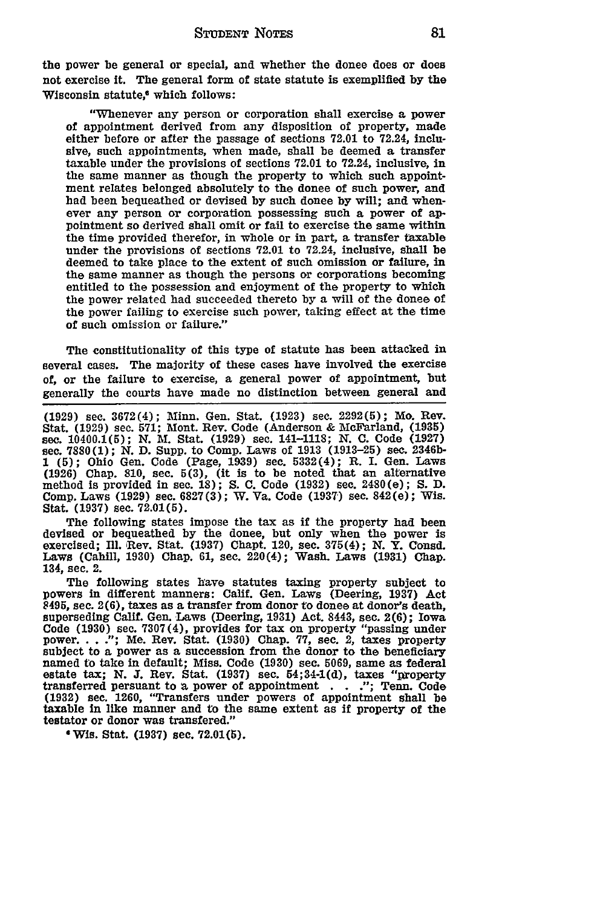the power be general or special, and whether the donee does or does not exercise it. The general form of state statute is exemplified by the Wisconsin statute,[6] which follows:

> "Whenever any person or corporation shall exercise a power of appointment derived from any disposition of property, made either before or after the passage of sections 72.01 to 72.24, inclusive, such appointments, when made, shall be deemed a transfer taxable under the provisions of sections 72.01 to 72.24, inclusive, in the same manner as though the property to which such appointment relates belonged absolutely to the donee of such power, and had been bequeathed or devised by such donee by will; and whenever any person or corporation possessing such a power of appointment so derived shall omit or fail to exercise the same within the time provided therefor, in whole or in part, a transfer taxable under the provisions of sections 72.01 to 72.24, inclusive, shall be deemed to take place to the extent of such omission or failure, in the same manner as though the persons or corporations becoming entitled to the possession and enjoyment of the property to which the power related had succeeded thereto by a will of the donee of the power failing to exercise such power, taking effect at the time of such omission or failure."

The constitutionality of this type of statute has been attacked in several cases. The majority of these cases have involved the exercise of, or the failure to exercise, a general power of appointment, but generally the courts have made no distinction between general and

---

(1929) sec. 3672(4); Minn. Gen. Stat. (1923) sec. 2292(5); Mo. Rev. Stat. (1929) sec. 571; Mont. Rev. Code (Anderson & McFarland, (1935) sec. 10400.1(5); N. M. Stat. (1929) sec. 141-1118; N. C. Code (1927) sec. 7880(1); N. D. Supp. to Comp. Laws of 1913 (1913-25) sec. 2346b-1 (5); Ohio Gen. Code (Page, 1939) sec. 5332(4); R. I. Gen. Laws (1926) Chap. 810, sec. 5(3), (it is to be noted that an alternative method is provided in sec. 18); S. C. Code (1932) sec. 2480(e); S. D. Comp. Laws (1929) sec. 6827(3); W. Va. Code (1937) sec. 842(e); Wis. Stat. (1937) sec. 72.01(5).

The following states impose the tax as if the property had been devised or bequeathed by the donee, but only when the power is exercised; Ill. Rev. Stat. (1937) Chapt. 120, sec. 375(4); N. Y. Consd. Laws (Cahill, 1930) Chap. 61, sec. 220(4); Wash. Laws (1931) Chap. 134, sec. 2.

The following states have statutes taxing property subject to powers in different manners: Calif. Gen. Laws (Deering, 1937) Act 8495, sec. 2(6), taxes as a transfer from donor to donee at donor's death, superseding Calif. Gen. Laws (Deering, 1931) Act. 8443, sec. 2(6); Iowa Code (1930) sec. 7307(4), provides for tax on property "passing under power. . . ."; Me. Rev. Stat. (1930) Chap. 77, sec. 2, taxes property subject to a power as a succession from the donor to the beneficiary named to take in default; Miss. Code (1930) sec. 5069, same as federal estate tax; N. J. Rev. Stat. (1937) sec. 54;34-1(d), taxes "property transferred persuant to a power of appointment . . ."; Tenn. Code (1932) sec. 1260, "Transfers under powers of appointment shall be taxable in like manner and to the same extent as if property of the testator or donor was transfered."

[6] Wis. Stat. (1937) sec. 72.01(5).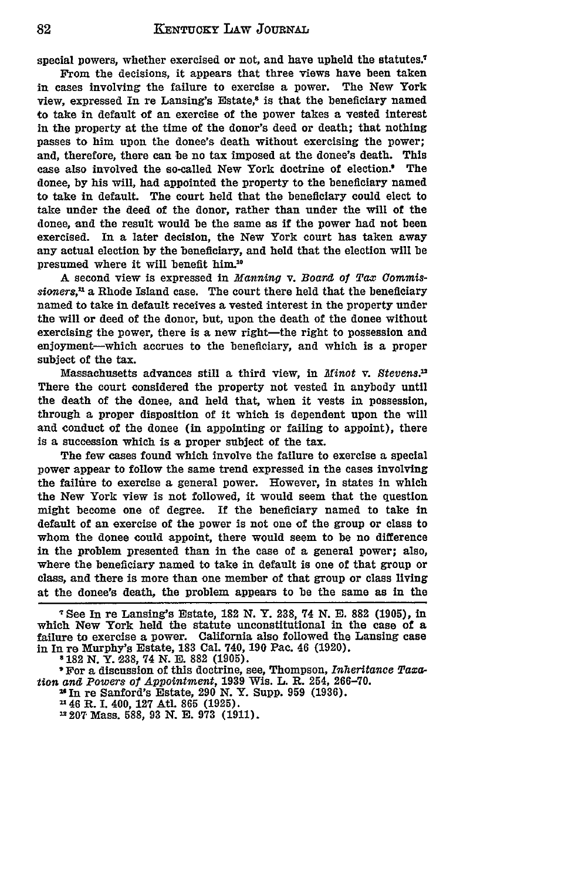special powers, whether exercised or not, and have upheld the statutes.[7]

From the decisions, it appears that three views have been taken in cases involving the failure to exercise a power. The New York view, expressed In re Lansing's Estate,[8] is that the beneficiary named to take in default of an exercise of the power takes a vested interest in the property at the time of the donor's deed or death; that nothing passes to him upon the donee's death without exercising the power; and, therefore, there can be no tax imposed at the donee's death. This case also involved the so-called New York doctrine of election.[9] The donee, by his will, had appointed the property to the beneficiary named to take in default. The court held that the beneficiary could elect to take under the deed of the donor, rather than under the will of the donee, and the result would be the same as if the power had not been exercised. In a later decision, the New York court has taken away any actual election by the beneficiary, and held that the election will be presumed where it will benefit him.[10]

A second view is expressed in *Manning v. Board of Tax Commissioners*,[11] a Rhode Island case. The court there held that the beneficiary named to take in default receives a vested interest in the property under the will or deed of the donor, but, upon the death of the donee without exercising the power, there is a new right—the right to possession and enjoyment—which accrues to the beneficiary, and which is a proper subject of the tax.

Massachusetts advances still a third view, in *Minot v. Stevens*.[12] There the court considered the property not vested in anybody until the death of the donee, and held that, when it vests in possession, through a proper disposition of it which is dependent upon the will and conduct of the donee (in appointing or failing to appoint), there is a succession which is a proper subject of the tax.

The few cases found which involve the failure to exercise a special power appear to follow the same trend expressed in the cases involving the failure to exercise a general power. However, in states in which the New York view is not followed, it would seem that the question might become one of degree. If the beneficiary named to take in default of an exercise of the power is not one of the group or class to whom the donee could appoint, there would seem to be no difference in the problem presented than in the case of a general power; also, where the beneficiary named to take in default is one of that group or class, and there is more than one member of that group or class living at the donee's death, the problem appears to be the same as in the

---

[7] See In re Lansing's Estate, 182 N. Y. 238, 74 N. E. 882 (1905), in which New York held the statute unconstitutional in the case of a failure to exercise a power. California also followed the Lansing case in In re Murphy's Estate, 183 Cal. 740, 190 Pac. 46 (1920).

[8] 182 N. Y. 238, 74 N. E. 882 (1905).

[9] For a discussion of this doctrine, see, Thompson, *Inheritance Taxation and Powers of Appointment*, 1939 Wis. L. R. 254, 266-70.

[10] In re Sanford's Estate, 290 N. Y. Supp. 959 (1936).

[11] 46 R. I. 400, 127 Atl. 865 (1925).

[12] 207 Mass. 588, 93 N. E. 973 (1911).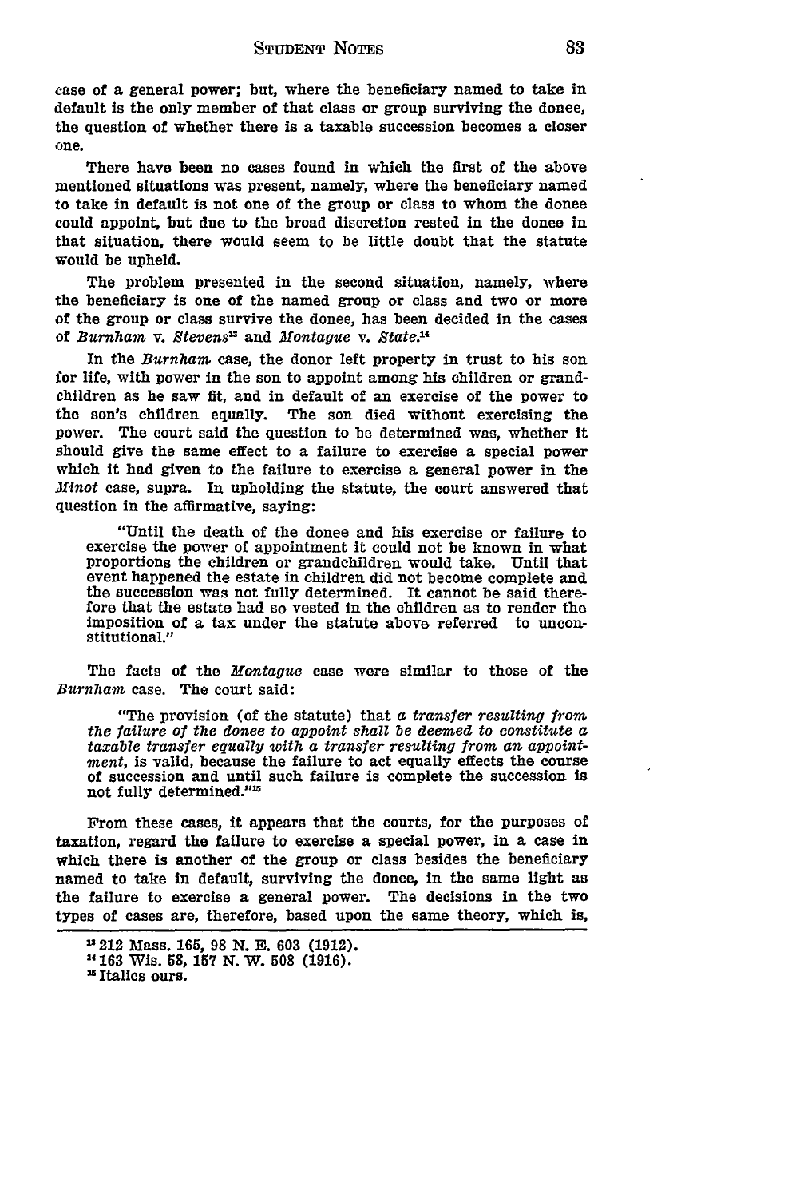case of a general power; but, where the beneficiary named to take in default is the only member of that class or group surviving the donee, the question of whether there is a taxable succession becomes a closer one.

There have been no cases found in which the first of the above mentioned situations was present, namely, where the beneficiary named to take in default is not one of the group or class to whom the donee could appoint, but due to the broad discretion rested in the donee in that situation, there would seem to be little doubt that the statute would be upheld.

The problem presented in the second situation, namely, where the beneficiary is one of the named group or class and two or more of the group or class survive the donee, has been decided in the cases of *Burnham* v. *Stevens*[13] and *Montague* v. *State*.[14]

In the *Burnham* case, the donor left property in trust to his son for life, with power in the son to appoint among his children or grandchildren as he saw fit, and in default of an exercise of the power to the son's children equally. The son died without exercising the power. The court said the question to be determined was, whether it should give the same effect to a failure to exercise a special power which it had given to the failure to exercise a general power in the *Minot* case, supra. In upholding the statute, the court answered that question in the affirmative, saying:

> "Until the death of the donee and his exercise or failure to exercise the power of appointment it could not be known in what proportions the children or grandchildren would take. Until that event happened the estate in children did not become complete and the succession was not fully determined. It cannot be said therefore that the estate had so vested in the children as to render the imposition of a tax under the statute above referred to unconstitutional."

The facts of the *Montague* case were similar to those of the *Burnham* case. The court said:

> "The provision (of the statute) that *a transfer resulting from the failure of the donee to appoint shall be deemed to constitute a taxable transfer equally with a transfer resulting from an appointment*, is valid, because the failure to act equally effects the course of succession and until such failure is complete the succession is not fully determined."[15]

From these cases, it appears that the courts, for the purposes of taxation, regard the failure to exercise a special power, in a case in which there is another of the group or class besides the beneficiary named to take in default, surviving the donee, in the same light as the failure to exercise a general power. The decisions in the two types of cases are, therefore, based upon the same theory, which is,

---

[13] 212 Mass. 165, 98 N. E. 603 (1912).

[14] 163 Wis. 58, 157 N. W. 508 (1916).

[15] Italics ours.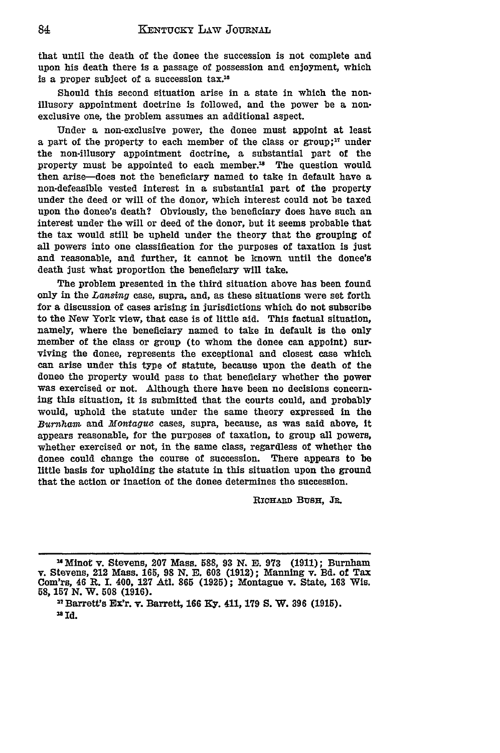that until the death of the donee the succession is not complete and upon his death there is a passage of possession and enjoyment, which is a proper subject of a succession tax.[16]

Should this second situation arise in a state in which the non-illusory appointment doctrine is followed, and the power be a non-exclusive one, the problem assumes an additional aspect.

Under a non-exclusive power, the donee must appoint at least a part of the property to each member of the class or group;[17] under the non-illusory appointment doctrine, a substantial part of the property must be appointed to each member.[18] The question would then arise—does not the beneficiary named to take in default have a non-defeasible vested interest in a substantial part of the property under the deed or will of the donor, which interest could not be taxed upon the donee's death? Obviously, the beneficiary does have such an interest under the will or deed of the donor, but it seems probable that the tax would still be upheld under the theory that the grouping of all powers into one classification for the purposes of taxation is just and reasonable, and further, it cannot be known until the donee's death just what proportion the beneficiary will take.

The problem presented in the third situation above has been found only in the *Lansing* case, supra, and, as these situations were set forth for a discussion of cases arising in jurisdictions which do not subscribe to the New York view, that case is of little aid. This factual situation, namely, where the beneficiary named to take in default is the only member of the class or group (to whom the donee can appoint) surviving the donee, represents the exceptional and closest case which can arise under this type of statute, because upon the death of the donee the property would pass to that beneficiary whether the power was exercised or not. Although there have been no decisions concerning this situation, it is submitted that the courts could, and probably would, uphold the statute under the same theory expressed in the *Burnham* and *Montague* cases, supra, because, as was said above, it appears reasonable, for the purposes of taxation, to group all powers, whether exercised or not, in the same class, regardless of whether the donee could change the course of succession. There appears to be little basis for upholding the statute in this situation upon the ground that the action or inaction of the donee determines the succession.

RICHARD BUSH, JR.

---

[16] Minot v. Stevens, 207 Mass. 588, 93 N. E. 973 (1911); Burnham v. Stevens, 212 Mass. 165, 98 N. E. 603 (1912); Manning v. Bd. of Tax Com'rs, 46 R. I. 400, 127 Atl. 865 (1925); Montague v. State, 163 Wis. 58, 157 N. W. 508 (1916).

[17] Barrett's Ex'r. v. Barrett, 166 Ky. 411, 179 S. W. 396 (1915).

[18] Id.